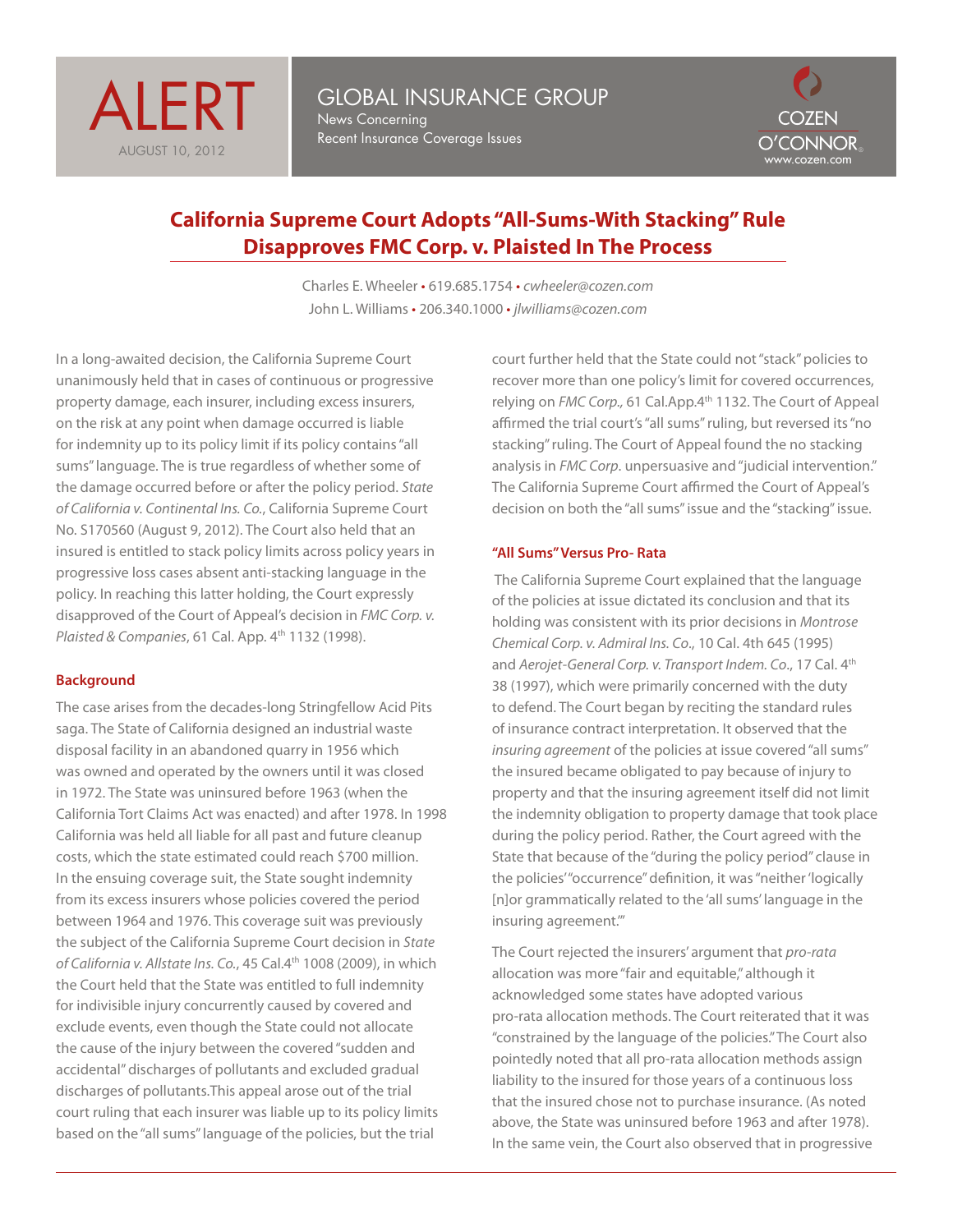ALERT

AUGUST 10, 2012

GLOBAL INSURANCE GROUP
News Concerning
Recent Insurance Coverage Issues

COZEN O'CONNOR
www.cozen.com

# California Supreme Court Adopts "All-Sums-With Stacking" Rule Disapproves FMC Corp. v. Plaisted In The Process

Charles E. Wheeler • 619.685.1754 • *cwheeler@cozen.com*
John L. Williams • 206.340.1000 • *jlwilliams@cozen.com*

In a long-awaited decision, the California Supreme Court unanimously held that in cases of continuous or progressive property damage, each insurer, including excess insurers, on the risk at any point when damage occurred is liable for indemnity up to its policy limit if its policy contains "all sums" language. The is true regardless of whether some of the damage occurred before or after the policy period. *State of California v. Continental Ins. Co.*, California Supreme Court No. S170560 (August 9, 2012). The Court also held that an insured is entitled to stack policy limits across policy years in progressive loss cases absent anti-stacking language in the policy. In reaching this latter holding, the Court expressly disapproved of the Court of Appeal's decision in *FMC Corp. v. Plaisted & Companies*, 61 Cal. App. 4th 1132 (1998).

### Background

The case arises from the decades-long Stringfellow Acid Pits saga. The State of California designed an industrial waste disposal facility in an abandoned quarry in 1956 which was owned and operated by the owners until it was closed in 1972. The State was uninsured before 1963 (when the California Tort Claims Act was enacted) and after 1978. In 1998 California was held all liable for all past and future cleanup costs, which the state estimated could reach $700 million. In the ensuing coverage suit, the State sought indemnity from its excess insurers whose policies covered the period between 1964 and 1976. This coverage suit was previously the subject of the California Supreme Court decision in *State of California v. Allstate Ins. Co.*, 45 Cal.4th 1008 (2009), in which the Court held that the State was entitled to full indemnity for indivisible injury concurrently caused by covered and exclude events, even though the State could not allocate the cause of the injury between the covered "sudden and accidental" discharges of pollutants and excluded gradual discharges of pollutants.This appeal arose out of the trial court ruling that each insurer was liable up to its policy limits based on the "all sums" language of the policies, but the trial court further held that the State could not "stack" policies to recover more than one policy's limit for covered occurrences, relying on *FMC Corp.,* 61 Cal.App.4th 1132. The Court of Appeal affirmed the trial court's "all sums" ruling, but reversed its "no stacking" ruling. The Court of Appeal found the no stacking analysis in *FMC Corp*. unpersuasive and "judicial intervention." The California Supreme Court affirmed the Court of Appeal's decision on both the "all sums" issue and the "stacking" issue.

### "All Sums" Versus Pro- Rata

The California Supreme Court explained that the language of the policies at issue dictated its conclusion and that its holding was consistent with its prior decisions in *Montrose Chemical Corp. v. Admiral Ins. Co.,* 10 Cal. 4th 645 (1995) and *Aerojet-General Corp. v. Transport Indem. Co.*, 17 Cal. 4th 38 (1997), which were primarily concerned with the duty to defend. The Court began by reciting the standard rules of insurance contract interpretation. It observed that the *insuring agreement* of the policies at issue covered "all sums" the insured became obligated to pay because of injury to property and that the insuring agreement itself did not limit the indemnity obligation to property damage that took place during the policy period. Rather, the Court agreed with the State that because of the "during the policy period" clause in the policies' "occurrence" definition, it was "neither 'logically [n]or grammatically related to the 'all sums' language in the insuring agreement.'"

The Court rejected the insurers' argument that *pro-rata* allocation was more "fair and equitable," although it acknowledged some states have adopted various pro-rata allocation methods. The Court reiterated that it was "constrained by the language of the policies." The Court also pointedly noted that all pro-rata allocation methods assign liability to the insured for those years of a continuous loss that the insured chose not to purchase insurance. (As noted above, the State was uninsured before 1963 and after 1978). In the same vein, the Court also observed that in progressive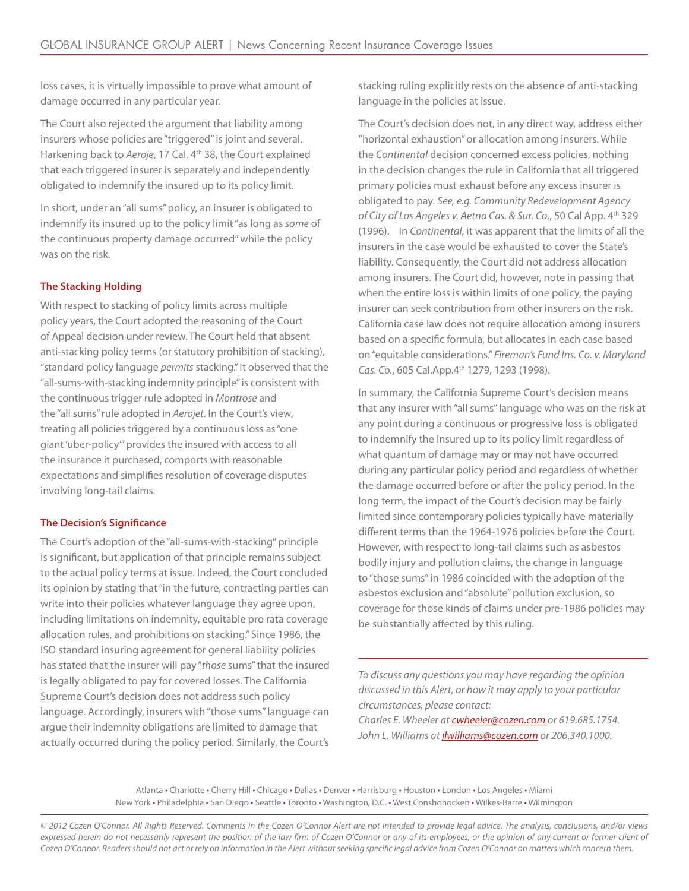loss cases, it is virtually impossible to prove what amount of damage occurred in any particular year.

The Court also rejected the argument that liability among insurers whose policies are "triggered" is joint and several. Harkening back to *Aeroje*, 17 Cal. 4th 38, the Court explained that each triggered insurer is separately and independently obligated to indemnify the insured up to its policy limit.

In short, under an "all sums" policy, an insurer is obligated to indemnify its insured up to the policy limit "as long as *some* of the continuous property damage occurred" while the policy was on the risk.

#### The Stacking Holding

With respect to stacking of policy limits across multiple policy years, the Court adopted the reasoning of the Court of Appeal decision under review. The Court held that absent anti-stacking policy terms (or statutory prohibition of stacking), "standard policy language *permits* stacking." It observed that the "all-sums-with-stacking indemnity principle" is consistent with the continuous trigger rule adopted in *Montrose* and the "all sums" rule adopted in *Aerojet*. In the Court's view, treating all policies triggered by a continuous loss as "one giant 'uber-policy'" provides the insured with access to all the insurance it purchased, comports with reasonable expectations and simplifies resolution of coverage disputes involving long-tail claims.

#### The Decision's Significance

The Court's adoption of the "all-sums-with-stacking" principle is significant, but application of that principle remains subject to the actual policy terms at issue. Indeed, the Court concluded its opinion by stating that "in the future, contracting parties can write into their policies whatever language they agree upon, including limitations on indemnity, equitable pro rata coverage allocation rules, and prohibitions on stacking." Since 1986, the ISO standard insuring agreement for general liability policies has stated that the insurer will pay "*those* sums" that the insured is legally obligated to pay for covered losses. The California Supreme Court's decision does not address such policy language. Accordingly, insurers with "those sums" language can argue their indemnity obligations are limited to damage that actually occurred during the policy period. Similarly, the Court's stacking ruling explicitly rests on the absence of anti-stacking language in the policies at issue.

The Court's decision does not, in any direct way, address either "horizontal exhaustion" or allocation among insurers. While the *Continental* decision concerned excess policies, nothing in the decision changes the rule in California that all triggered primary policies must exhaust before any excess insurer is obligated to pay. *See, e.g. Community Redevelopment Agency of City of Los Angeles v. Aetna Cas. & Sur. Co*., 50 Cal App. 4th 329 (1996). In *Continental*, it was apparent that the limits of all the insurers in the case would be exhausted to cover the State's liability. Consequently, the Court did not address allocation among insurers. The Court did, however, note in passing that when the entire loss is within limits of one policy, the paying insurer can seek contribution from other insurers on the risk. California case law does not require allocation among insurers based on a specific formula, but allocates in each case based on "equitable considerations." *Fireman's Fund Ins. Co. v. Maryland Cas. Co.*, 605 Cal.App.4th 1279, 1293 (1998).

In summary, the California Supreme Court's decision means that any insurer with "all sums" language who was on the risk at any point during a continuous or progressive loss is obligated to indemnify the insured up to its policy limit regardless of what quantum of damage may or may not have occurred during any particular policy period and regardless of whether the damage occurred before or after the policy period. In the long term, the impact of the Court's decision may be fairly limited since contemporary policies typically have materially different terms than the 1964-1976 policies before the Court. However, with respect to long-tail claims such as asbestos bodily injury and pollution claims, the change in language to "those sums" in 1986 coincided with the adoption of the asbestos exclusion and "absolute" pollution exclusion, so coverage for those kinds of claims under pre-1986 policies may be substantially affected by this ruling.

---

*To discuss any questions you may have regarding the opinion discussed in this Alert, or how it may apply to your particular circumstances, please contact:*
*Charles E. Wheeler at cwheeler@cozen.com or 619.685.1754.*
*John L. Williams at jlwilliams@cozen.com or 206.340.1000.*

Atlanta • Charlotte • Cherry Hill • Chicago • Dallas • Denver • Harrisburg • Houston • London • Los Angeles • Miami
New York • Philadelphia • San Diego • Seattle • Toronto • Washington, D.C. • West Conshohocken • Wilkes-Barre • Wilmington

*© 2012 Cozen O'Connor. All Rights Reserved. Comments in the Cozen O'Connor Alert are not intended to provide legal advice. The analysis, conclusions, and/or views expressed herein do not necessarily represent the position of the law firm of Cozen O'Connor or any of its employees, or the opinion of any current or former client of Cozen O'Connor. Readers should not act or rely on information in the Alert without seeking specific legal advice from Cozen O'Connor on matters which concern them.*